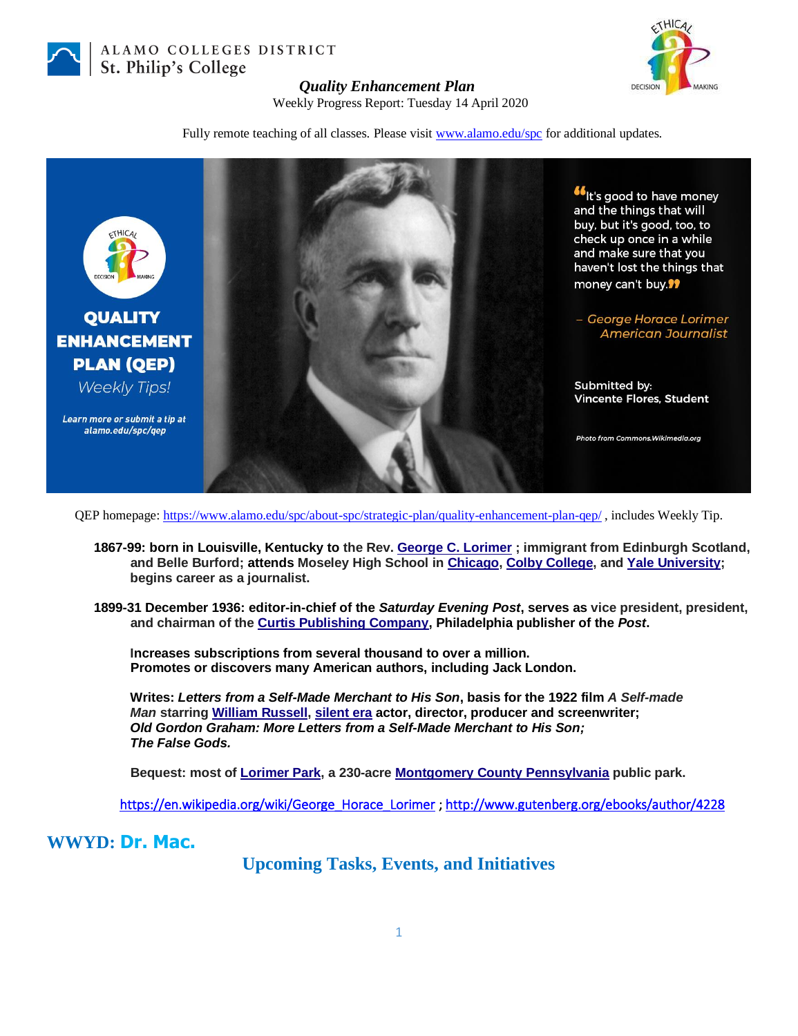ALAMO COLLEGES DISTRICT
St. Philip's College

***Quality Enhancement Plan***

Weekly Progress Report: Tuesday 14 April 2020

Fully remote teaching of all classes. Please visit www.alamo.edu/spc for additional updates.

**QUALITY ENHANCEMENT PLAN (QEP)**

*Weekly Tips!*

*Learn more or submit a tip at alamo.edu/spc/qep*

"It's good to have money and the things that will buy, but it's good, too, to check up once in a while and make sure that you haven't lost the things that money can't buy."

*– George Horace Lorimer*
*American Journalist*

Submitted by:
Vincente Flores, Student

*Photo from Commons.Wikimedia.org*

QEP homepage: https://www.alamo.edu/spc/about-spc/strategic-plan/quality-enhancement-plan-qep/ , includes Weekly Tip.

**1867-99: born in Louisville, Kentucky to the Rev. George C. Lorimer ; immigrant from Edinburgh Scotland, and Belle Burford; attends Moseley High School in Chicago, Colby College, and Yale University; begins career as a journalist.**

**1899-31 December 1936: editor-in-chief of the *Saturday Evening Post*, serves as vice president, president, and chairman of the Curtis Publishing Company, Philadelphia publisher of the *Post*.**

**Increases subscriptions from several thousand to over a million.**
**Promotes or discovers many American authors, including Jack London.**

**Writes: *Letters from a Self-Made Merchant to His Son*, basis for the 1922 film *A Self-made Man* starring William Russell, silent era actor, director, producer and screenwriter;**
***Old Gordon Graham: More Letters from a Self-Made Merchant to His Son;***
***The False Gods.***

**Bequest: most of Lorimer Park, a 230-acre Montgomery County Pennsylvania public park.**

https://en.wikipedia.org/wiki/George_Horace_Lorimer ; http://www.gutenberg.org/ebooks/author/4228

## WWYD: Dr. Mac.

## Upcoming Tasks, Events, and Initiatives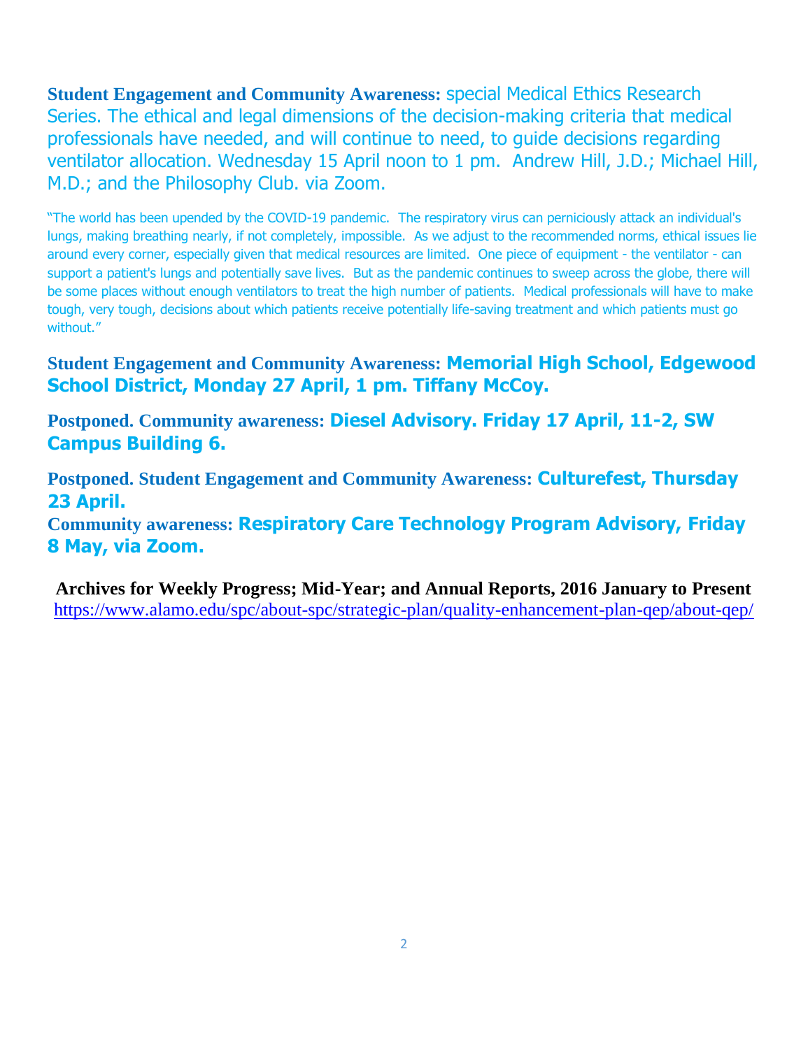**Student Engagement and Community Awareness:** special Medical Ethics Research Series. The ethical and legal dimensions of the decision-making criteria that medical professionals have needed, and will continue to need, to guide decisions regarding ventilator allocation. Wednesday 15 April noon to 1 pm. Andrew Hill, J.D.; Michael Hill, M.D.; and the Philosophy Club. via Zoom.

"The world has been upended by the COVID-19 pandemic. The respiratory virus can perniciously attack an individual's lungs, making breathing nearly, if not completely, impossible. As we adjust to the recommended norms, ethical issues lie around every corner, especially given that medical resources are limited. One piece of equipment - the ventilator - can support a patient's lungs and potentially save lives. But as the pandemic continues to sweep across the globe, there will be some places without enough ventilators to treat the high number of patients. Medical professionals will have to make tough, very tough, decisions about which patients receive potentially life-saving treatment and which patients must go without."

**Student Engagement and Community Awareness: Memorial High School, Edgewood School District, Monday 27 April, 1 pm. Tiffany McCoy.**

**Postponed. Community awareness: Diesel Advisory. Friday 17 April, 11-2, SW Campus Building 6.**

**Postponed. Student Engagement and Community Awareness: Culturefest, Thursday 23 April.**

**Community awareness: Respiratory Care Technology Program Advisory, Friday 8 May, via Zoom.**

**Archives for Weekly Progress; Mid-Year; and Annual Reports, 2016 January to Present**

https://www.alamo.edu/spc/about-spc/strategic-plan/quality-enhancement-plan-qep/about-qep/